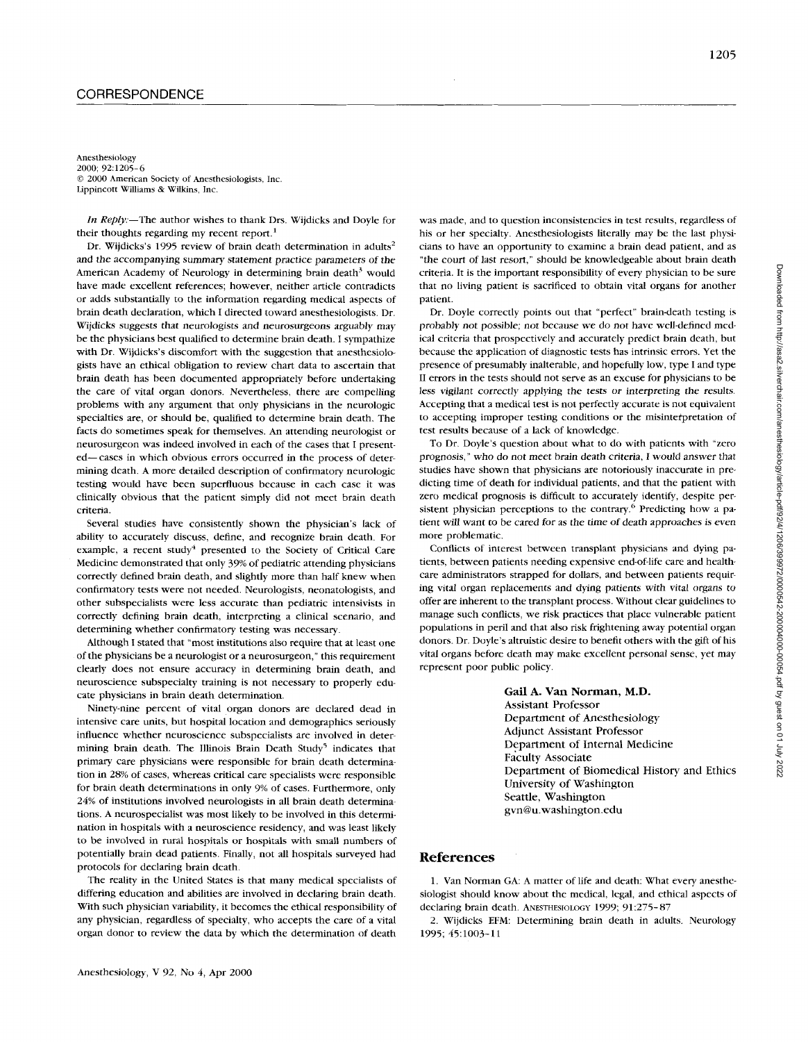## CORRESPONDENCE

Anesthesiology
2000; 92:1205–6
© 2000 American Society of Anesthesiologists, Inc.
Lippincott Williams & Wilkins, Inc.

*In Reply:*—The author wishes to thank Drs. Wijdicks and Doyle for their thoughts regarding my recent report.[1]

Dr. Wijdicks's 1995 review of brain death determination in adults[2] and the accompanying summary statement practice parameters of the American Academy of Neurology in determining brain death[3] would have made excellent references; however, neither article contradicts or adds substantially to the information regarding medical aspects of brain death declaration, which I directed toward anesthesiologists. Dr. Wijdicks suggests that neurologists and neurosurgeons arguably may be the physicians best qualified to determine brain death. I sympathize with Dr. Wijdicks's discomfort with the suggestion that anesthesiologists have an ethical obligation to review chart data to ascertain that brain death has been documented appropriately before undertaking the care of vital organ donors. Nevertheless, there are compelling problems with any argument that only physicians in the neurologic specialties are, or should be, qualified to determine brain death. The facts do sometimes speak for themselves. An attending neurologist or neurosurgeon was indeed involved in each of the cases that I presented—cases in which obvious errors occurred in the process of determining death. A more detailed description of confirmatory neurologic testing would have been superfluous because in each case it was clinically obvious that the patient simply did not meet brain death criteria.

Several studies have consistently shown the physician's lack of ability to accurately discuss, define, and recognize brain death. For example, a recent study[4] presented to the Society of Critical Care Medicine demonstrated that only 39% of pediatric attending physicians correctly defined brain death, and slightly more than half knew when confirmatory tests were not needed. Neurologists, neonatologists, and other subspecialists were less accurate than pediatric intensivists in correctly defining brain death, interpreting a clinical scenario, and determining whether confirmatory testing was necessary.

Although I stated that "most institutions also require that at least one of the physicians be a neurologist or a neurosurgeon," this requirement clearly does not ensure accuracy in determining brain death, and neuroscience subspecialty training is not necessary to properly educate physicians in brain death determination.

Ninety-nine percent of vital organ donors are declared dead in intensive care units, but hospital location and demographics seriously influence whether neuroscience subspecialists are involved in determining brain death. The Illinois Brain Death Study[5] indicates that primary care physicians were responsible for brain death determination in 28% of cases, whereas critical care specialists were responsible for brain death determinations in only 9% of cases. Furthermore, only 24% of institutions involved neurologists in all brain death determinations. A neurospecialist was most likely to be involved in this determination in hospitals with a neuroscience residency, and was least likely to be involved in rural hospitals or hospitals with small numbers of potentially brain dead patients. Finally, not all hospitals surveyed had protocols for declaring brain death.

The reality in the United States is that many medical specialists of differing education and abilities are involved in declaring brain death. With such physician variability, it becomes the ethical responsibility of any physician, regardless of specialty, who accepts the care of a vital organ donor to review the data by which the determination of death was made, and to question inconsistencies in test results, regardless of his or her specialty. Anesthesiologists literally may be the last physicians to have an opportunity to examine a brain dead patient, and as "the court of last resort," should be knowledgeable about brain death criteria. It is the important responsibility of every physician to be sure that no living patient is sacrificed to obtain vital organs for another patient.

Dr. Doyle correctly points out that "perfect" brain-death testing is probably not possible; not because we do not have well-defined medical criteria that prospectively and accurately predict brain death, but because the application of diagnostic tests has intrinsic errors. Yet the presence of presumably inalterable, and hopefully low, type I and type II errors in the tests should not serve as an excuse for physicians to be less vigilant correctly applying the tests or interpreting the results. Accepting that a medical test is not perfectly accurate is not equivalent to accepting improper testing conditions or the misinterpretation of test results because of a lack of knowledge.

To Dr. Doyle's question about what to do with patients with "zero prognosis," who do not meet brain death criteria, I would answer that studies have shown that physicians are notoriously inaccurate in predicting time of death for individual patients, and that the patient with zero medical prognosis is difficult to accurately identify, despite persistent physician perceptions to the contrary.[6] Predicting how a patient will want to be cared for as the time of death approaches is even more problematic.

Conflicts of interest between transplant physicians and dying patients, between patients needing expensive end-of-life care and healthcare administrators strapped for dollars, and between patients requiring vital organ replacements and dying patients with vital organs to offer are inherent to the transplant process. Without clear guidelines to manage such conflicts, we risk practices that place vulnerable patient populations in peril and that also risk frightening away potential organ donors. Dr. Doyle's altruistic desire to benefit others with the gift of his vital organs before death may make excellent personal sense, yet may represent poor public policy.

**Gail A. Van Norman, M.D.**
Assistant Professor
Department of Anesthesiology
Adjunct Assistant Professor
Department of Internal Medicine
Faculty Associate
Department of Biomedical History and Ethics
University of Washington
Seattle, Washington
gvn@u.washington.edu

## References

1. Van Norman GA: A matter of life and death: What every anesthesiologist should know about the medical, legal, and ethical aspects of declaring brain death. ANESTHESIOLOGY 1999; 91:275–87
2. Wijdicks EFM: Determining brain death in adults. Neurology 1995; 45:1003–11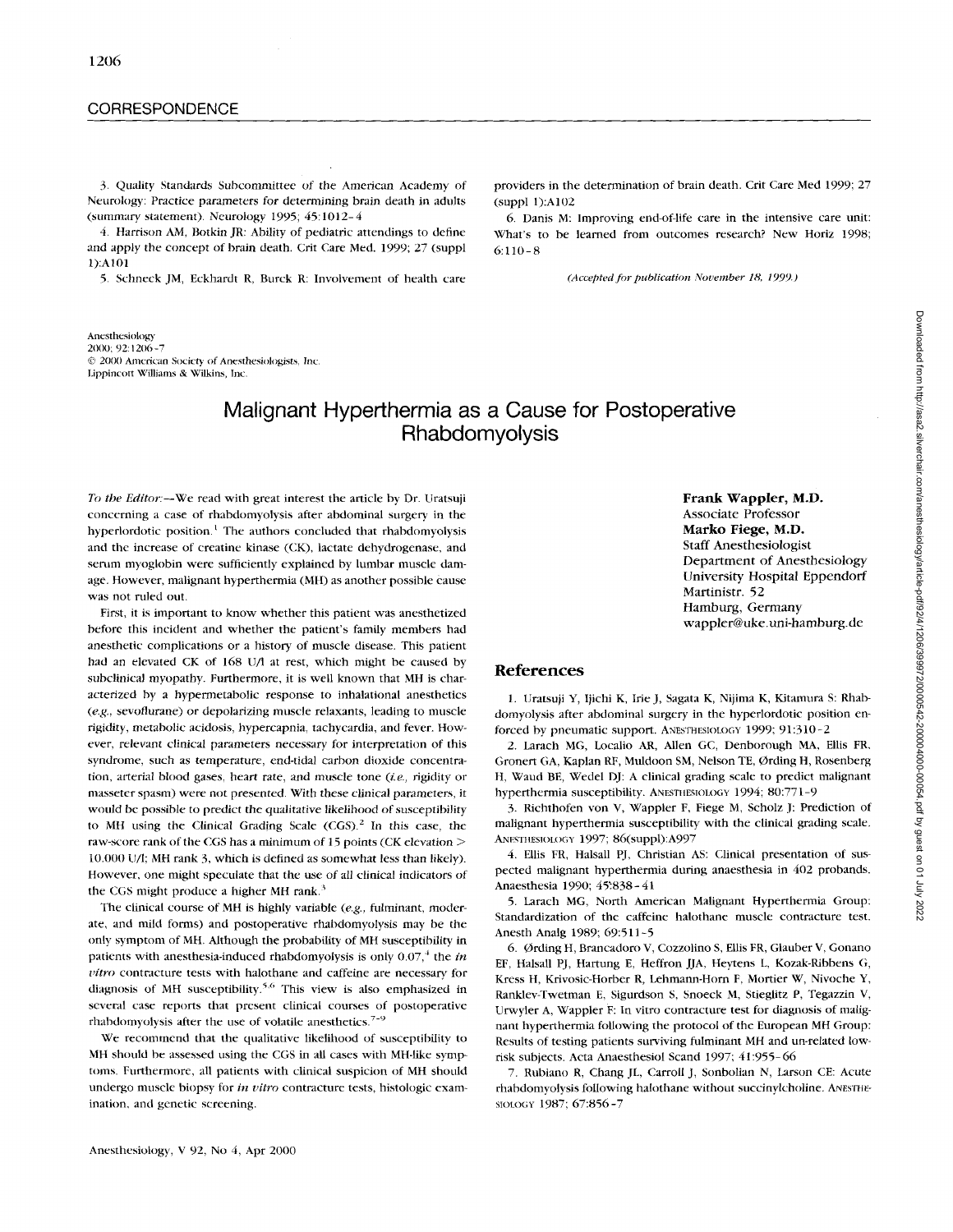3. Quality Standards Subcommittee of the American Academy of Neurology: Practice parameters for determining brain death in adults (summary statement). Neurology 1995; 45:1012–4

4. Harrison AM, Botkin JR: Ability of pediatric attendings to define and apply the concept of brain death. Crit Care Med. 1999; 27 (suppl 1):A101

5. Schneck JM, Eckhardt R, Burck R: Involvement of health care providers in the determination of brain death. Crit Care Med 1999; 27 (suppl 1):A102

6. Danis M: Improving end-of-life care in the intensive care unit: What's to be learned from outcomes research? New Horiz 1998; 6:110–8

*(Accepted for publication November 18, 1999.)*

Anesthesiology
2000; 92:1206–7
© 2000 American Society of Anesthesiologists, Inc.
Lippincott Williams & Wilkins, Inc.

# Malignant Hyperthermia as a Cause for Postoperative Rhabdomyolysis

*To the Editor:*—We read with great interest the article by Dr. Uratsuji concerning a case of rhabdomyolysis after abdominal surgery in the hyperlordotic position.[1] The authors concluded that rhabdomyolysis and the increase of creatine kinase (CK), lactate dehydrogenase, and serum myoglobin were sufficiently explained by lumbar muscle damage. However, malignant hyperthermia (MH) as another possible cause was not ruled out.

First, it is important to know whether this patient was anesthetized before this incident and whether the patient's family members had anesthetic complications or a history of muscle disease. This patient had an elevated CK of 168 U/l at rest, which might be caused by subclinical myopathy. Furthermore, it is well known that MH is characterized by a hypermetabolic response to inhalational anesthetics (*e.g.*, sevoflurane) or depolarizing muscle relaxants, leading to muscle rigidity, metabolic acidosis, hypercapnia, tachycardia, and fever. However, relevant clinical parameters necessary for interpretation of this syndrome, such as temperature, end-tidal carbon dioxide concentration, arterial blood gases, heart rate, and muscle tone (*i.e.*, rigidity or masseter spasm) were not presented. With these clinical parameters, it would be possible to predict the qualitative likelihood of susceptibility to MH using the Clinical Grading Scale (CGS).[2] In this case, the raw-score rank of the CGS has a minimum of 15 points (CK elevation > 10,000 U/l; MH rank 3, which is defined as somewhat less than likely). However, one might speculate that the use of all clinical indicators of the CGS might produce a higher MH rank.[3]

The clinical course of MH is highly variable (*e.g.*, fulminant, moderate, and mild forms) and postoperative rhabdomyolysis may be the only symptom of MH. Although the probability of MH susceptibility in patients with anesthesia-induced rhabdomyolysis is only 0.07,[4] the *in vitro* contracture tests with halothane and caffeine are necessary for diagnosis of MH susceptibility.[5,6] This view is also emphasized in several case reports that present clinical courses of postoperative rhabdomyolysis after the use of volatile anesthetics.[7–9]

We recommend that the qualitative likelihood of susceptibility to MH should be assessed using the CGS in all cases with MH-like symptoms. Furthermore, all patients with clinical suspicion of MH should undergo muscle biopsy for *in vitro* contracture tests, histologic examination, and genetic screening.

**Frank Wappler, M.D.**
Associate Professor
**Marko Fiege, M.D.**
Staff Anesthesiologist
Department of Anesthesiology
University Hospital Eppendorf
Martinistr. 52
Hamburg, Germany
wappler@uke.uni-hamburg.de

## References

1. Uratsuji Y, Ijichi K, Irie J, Sagata K, Niijima K, Kitamura S: Rhabdomyolysis after abdominal surgery in the hyperlordotic position enforced by pneumatic support. ANESTHESIOLOGY 1999; 91:310–2

2. Larach MG, Localio AR, Allen GC, Denborough MA, Ellis FR, Gronert GA, Kaplan RF, Muldoon SM, Nelson TE, Ørding H, Rosenberg H, Waud BE, Wedel DJ: A clinical grading scale to predict malignant hyperthermia susceptibility. ANESTHESIOLOGY 1994; 80:771–9

3. Richthofen von V, Wappler F, Fiege M, Scholz J: Prediction of malignant hyperthermia susceptibility with the clinical grading scale. ANESTHESIOLOGY 1997; 86(suppl):A997

4. Ellis FR, Halsall PJ, Christian AS: Clinical presentation of suspected malignant hyperthermia during anaesthesia in 402 probands. Anaesthesia 1990; 45:838–41

5. Larach MG, North American Malignant Hyperthermia Group: Standardization of the caffeine halothane muscle contracture test. Anesth Analg 1989; 69:511–5

6. Ørding H, Brancadoro V, Cozzolino S, Ellis FR, Glauber V, Gonano EF, Halsall PJ, Hartung E, Heffron JJA, Heytens L, Kozak-Ribbens G, Kress H, Krivosic-Horber R, Lehmann-Horn F, Mortier W, Nivoche Y, Ranklev-Twetman E, Sigurdson S, Snoeck M, Stieglitz P, Tegazzin V, Urwyler A, Wappler F: In vitro contracture test for diagnosis of malignant hyperthermia following the protocol of the European MH Group: Results of testing patients surviving fulminant MH and un-related low-risk subjects. Acta Anaesthesiol Scand 1997; 41:955–66

7. Rubiano R, Chang JL, Carroll J, Sonbolian N, Larson CE: Acute rhabdomyolysis following halothane without succinylcholine. ANESTHESIOLOGY 1987; 67:856–7